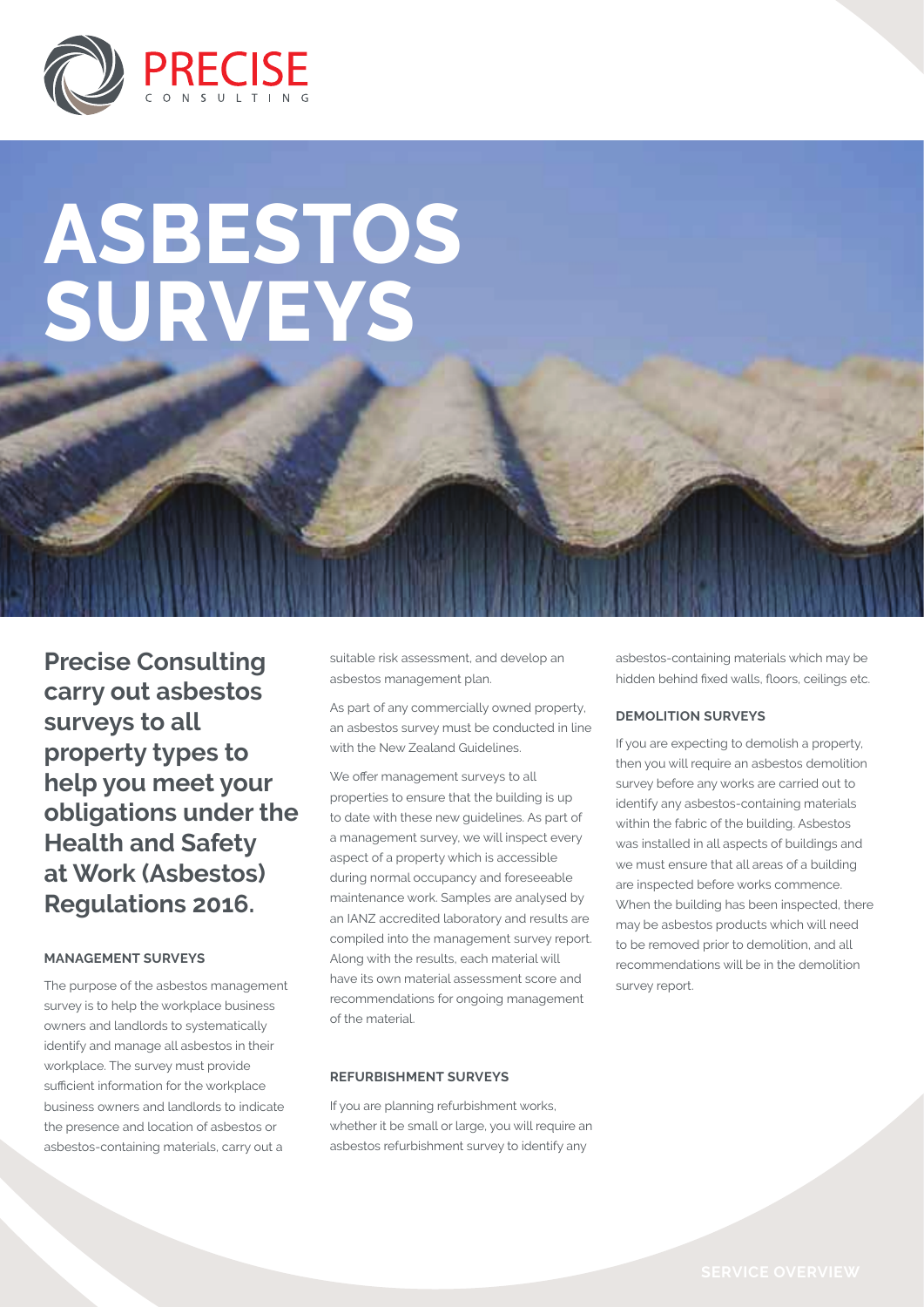PRECISE
CONSULTING

# ASBESTOS SURVEYS

**Precise Consulting carry out asbestos surveys to all property types to help you meet your obligations under the Health and Safety at Work (Asbestos) Regulations 2016.**

### MANAGEMENT SURVEYS

The purpose of the asbestos management survey is to help the workplace business owners and landlords to systematically identify and manage all asbestos in their workplace. The survey must provide sufficient information for the workplace business owners and landlords to indicate the presence and location of asbestos or asbestos-containing materials, carry out a suitable risk assessment, and develop an asbestos management plan.

As part of any commercially owned property, an asbestos survey must be conducted in line with the New Zealand Guidelines.

We offer management surveys to all properties to ensure that the building is up to date with these new guidelines. As part of a management survey, we will inspect every aspect of a property which is accessible during normal occupancy and foreseeable maintenance work. Samples are analysed by an IANZ accredited laboratory and results are compiled into the management survey report. Along with the results, each material will have its own material assessment score and recommendations for ongoing management of the material.

### REFURBISHMENT SURVEYS

If you are planning refurbishment works, whether it be small or large, you will require an asbestos refurbishment survey to identify any asbestos-containing materials which may be hidden behind fixed walls, floors, ceilings etc.

### DEMOLITION SURVEYS

If you are expecting to demolish a property, then you will require an asbestos demolition survey before any works are carried out to identify any asbestos-containing materials within the fabric of the building. Asbestos was installed in all aspects of buildings and we must ensure that all areas of a building are inspected before works commence. When the building has been inspected, there may be asbestos products which will need to be removed prior to demolition, and all recommendations will be in the demolition survey report.

SERVICE OVERVIEW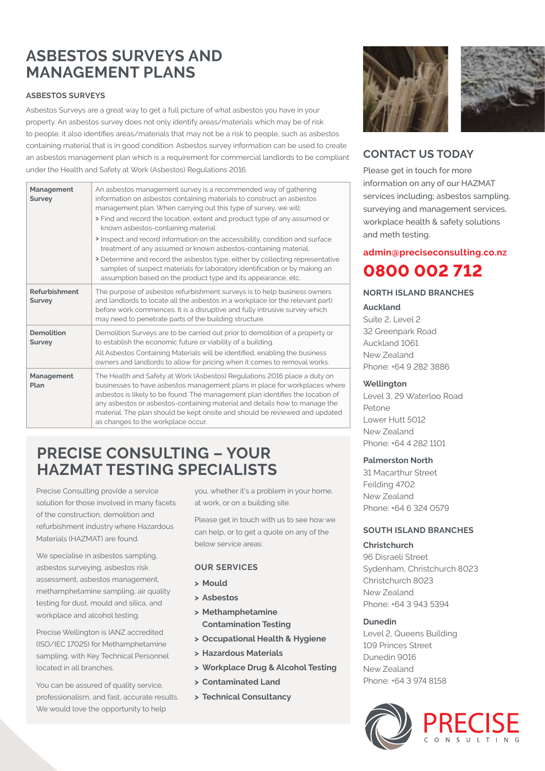# ASBESTOS SURVEYS AND MANAGEMENT PLANS

### ASBESTOS SURVEYS

Asbestos Surveys are a great way to get a full picture of what asbestos you have in your property. An asbestos survey does not only identify areas/materials which may be of risk to people, it also identifies areas/materials that may not be a risk to people, such as asbestos containing material that is in good condition. Asbestos survey information can be used to create an asbestos management plan which is a requirement for commercial landlords to be compliant under the Health and Safety at Work (Asbestos) Regulations 2016.

| | |
|---|---|
| **Management Survey** | An asbestos management survey is a recommended way of gathering information on asbestos containing materials to construct an asbestos management plan. When carrying out this type of survey, we will: <br> > Find and record the location, extent and product type of any assumed or known asbestos-containing material. <br> > Inspect and record information on the accessibility, condition and surface treatment of any assumed or known asbestos-containing material. <br> > Determine and record the asbestos type, either by collecting representative samples of suspect materials for laboratory identification or by making an assumption based on the product type and its appearance, etc. |
| **Refurbishment Survey** | The purpose of asbestos refurbishment surveys is to help business owners and landlords to locate all the asbestos in a workplace (or the relevant part) before work commences. It is a disruptive and fully intrusive survey which may need to penetrate parts of the building structure. |
| **Demolition Survey** | Demolition Surveys are to be carried out prior to demolition of a property or to establish the economic future or viability of a building. <br> All Asbestos Containing Materials will be identified, enabling the business owners and landlords to allow for pricing when it comes to removal works. |
| **Management Plan** | The Health and Safety at Work (Asbestos) Regulations 2016 place a duty on businesses to have asbestos management plans in place for workplaces where asbestos is likely to be found. The management plan identifies the location of any asbestos or asbestos-containing material and details how to manage the material. The plan should be kept onsite and should be reviewed and updated as changes to the workplace occur. |

## PRECISE CONSULTING – YOUR HAZMAT TESTING SPECIALISTS

Precise Consulting provide a service solution for those involved in many facets of the construction, demolition and refurbishment industry where Hazardous Materials (HAZMAT) are found.

We specialise in asbestos sampling, asbestos surveying, asbestos risk assessment, asbestos management, methamphetamine sampling, air quality testing for dust, mould and silica, and workplace and alcohol testing.

Precise Wellington is IANZ accredited (ISO/IEC 17025) for Methamphetamine sampling, with Key Technical Personnel located in all branches.

You can be assured of quality service, professionalism, and fast, accurate results. We would love the opportunity to help you, whether it's a problem in your home, at work, or on a building site.

Please get in touch with us to see how we can help, or to get a quote on any of the below service areas:

### OUR SERVICES

- **Mould**
- **Asbestos**
- **Methamphetamine Contamination Testing**
- **Occupational Health & Hygiene**
- **Hazardous Materials**
- **Workplace Drug & Alcohol Testing**
- **Contaminated Land**
- **Technical Consultancy**

## CONTACT US TODAY

Please get in touch for more information on any of our HAZMAT services including; asbestos sampling, surveying and management services, workplace health & safety solutions and meth testing.

**admin@preciseconsulting.co.nz**

**0800 002 712**

### NORTH ISLAND BRANCHES

**Auckland**
Suite 2, Level 2
32 Greenpark Road
Auckland 1061
New Zealand
Phone: +64 9 282 3886

**Wellington**
Level 3, 29 Waterloo Road
Petone
Lower Hutt 5012
New Zealand
Phone: +64 4 282 1101

**Palmerston North**
31 Macarthur Street
Feilding 4702
New Zealand
Phone: +64 6 324 0579

### SOUTH ISLAND BRANCHES

**Christchurch**
96 Disraeli Street
Sydenham, Christchurch 8023
Christchurch 8023
New Zealand
Phone: +64 3 943 5394

**Dunedin**
Level 2, Queens Building
109 Princes Street
Dunedin 9016
New Zealand
Phone: +64 3 974 8158

PRECISE CONSULTING